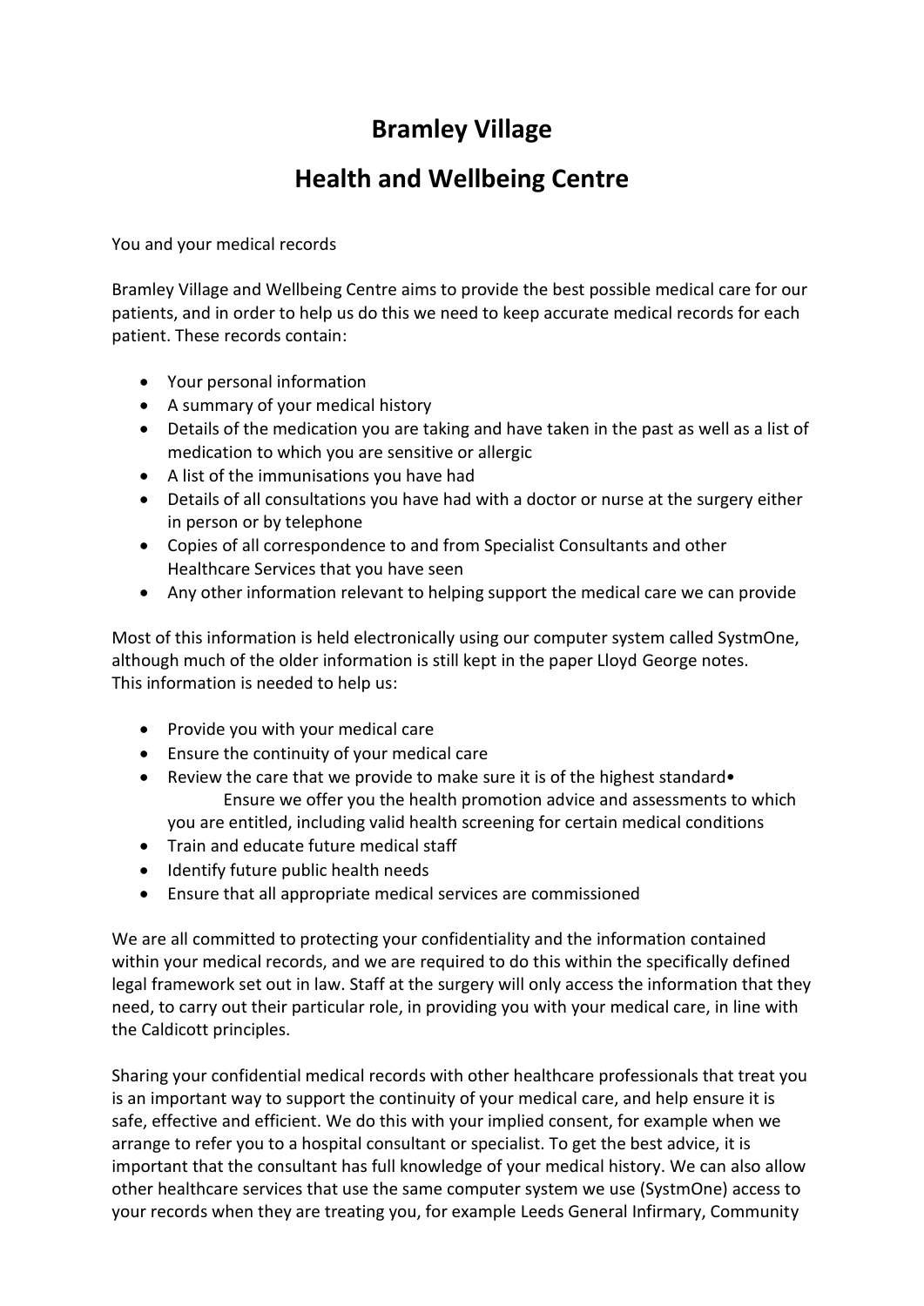# Bramley Village

# Health and Wellbeing Centre

You and your medical records

Bramley Village and Wellbeing Centre aims to provide the best possible medical care for our patients, and in order to help us do this we need to keep accurate medical records for each patient. These records contain:

- Your personal information
- A summary of your medical history
- Details of the medication you are taking and have taken in the past as well as a list of medication to which you are sensitive or allergic
- A list of the immunisations you have had
- Details of all consultations you have had with a doctor or nurse at the surgery either in person or by telephone
- Copies of all correspondence to and from Specialist Consultants and other Healthcare Services that you have seen
- Any other information relevant to helping support the medical care we can provide

Most of this information is held electronically using our computer system called SystmOne, although much of the older information is still kept in the paper Lloyd George notes. This information is needed to help us:

- Provide you with your medical care
- Ensure the continuity of your medical care
- Review the care that we provide to make sure it is of the highest standard• Ensure we offer you the health promotion advice and assessments to which you are entitled, including valid health screening for certain medical conditions
- Train and educate future medical staff
- Identify future public health needs
- Ensure that all appropriate medical services are commissioned

We are all committed to protecting your confidentiality and the information contained within your medical records, and we are required to do this within the specifically defined legal framework set out in law. Staff at the surgery will only access the information that they need, to carry out their particular role, in providing you with your medical care, in line with the Caldicott principles.

Sharing your confidential medical records with other healthcare professionals that treat you is an important way to support the continuity of your medical care, and help ensure it is safe, effective and efficient. We do this with your implied consent, for example when we arrange to refer you to a hospital consultant or specialist. To get the best advice, it is important that the consultant has full knowledge of your medical history. We can also allow other healthcare services that use the same computer system we use (SystmOne) access to your records when they are treating you, for example Leeds General Infirmary, Community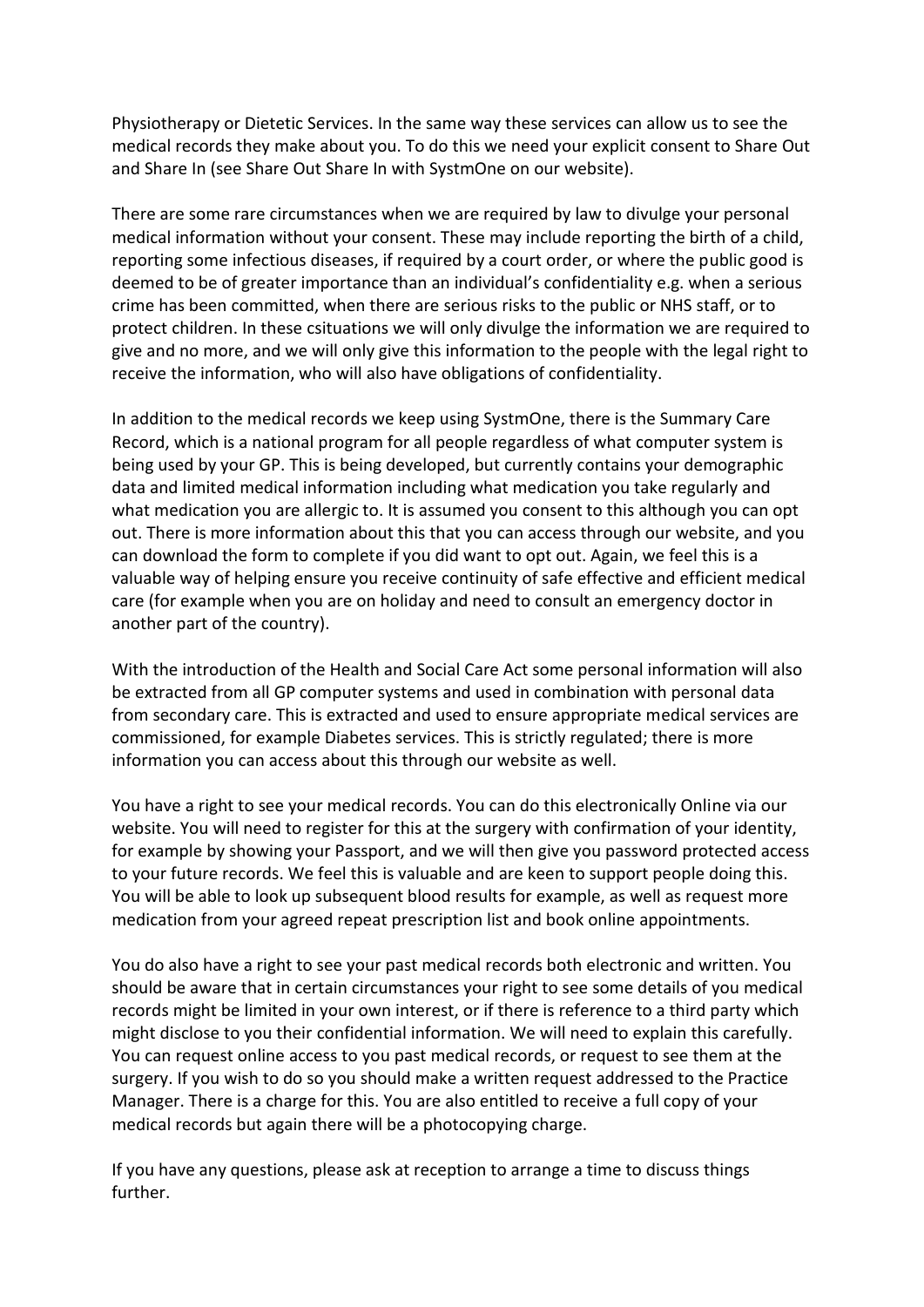Physiotherapy or Dietetic Services. In the same way these services can allow us to see the medical records they make about you. To do this we need your explicit consent to Share Out and Share In (see Share Out Share In with SystmOne on our website).

There are some rare circumstances when we are required by law to divulge your personal medical information without your consent. These may include reporting the birth of a child, reporting some infectious diseases, if required by a court order, or where the public good is deemed to be of greater importance than an individual's confidentiality e.g. when a serious crime has been committed, when there are serious risks to the public or NHS staff, or to protect children. In these csituations we will only divulge the information we are required to give and no more, and we will only give this information to the people with the legal right to receive the information, who will also have obligations of confidentiality.

In addition to the medical records we keep using SystmOne, there is the Summary Care Record, which is a national program for all people regardless of what computer system is being used by your GP. This is being developed, but currently contains your demographic data and limited medical information including what medication you take regularly and what medication you are allergic to. It is assumed you consent to this although you can opt out. There is more information about this that you can access through our website, and you can download the form to complete if you did want to opt out. Again, we feel this is a valuable way of helping ensure you receive continuity of safe effective and efficient medical care (for example when you are on holiday and need to consult an emergency doctor in another part of the country).

With the introduction of the Health and Social Care Act some personal information will also be extracted from all GP computer systems and used in combination with personal data from secondary care. This is extracted and used to ensure appropriate medical services are commissioned, for example Diabetes services. This is strictly regulated; there is more information you can access about this through our website as well.

You have a right to see your medical records. You can do this electronically Online via our website. You will need to register for this at the surgery with confirmation of your identity, for example by showing your Passport, and we will then give you password protected access to your future records. We feel this is valuable and are keen to support people doing this. You will be able to look up subsequent blood results for example, as well as request more medication from your agreed repeat prescription list and book online appointments.

You do also have a right to see your past medical records both electronic and written. You should be aware that in certain circumstances your right to see some details of you medical records might be limited in your own interest, or if there is reference to a third party which might disclose to you their confidential information. We will need to explain this carefully. You can request online access to you past medical records, or request to see them at the surgery. If you wish to do so you should make a written request addressed to the Practice Manager. There is a charge for this. You are also entitled to receive a full copy of your medical records but again there will be a photocopying charge.

If you have any questions, please ask at reception to arrange a time to discuss things further.